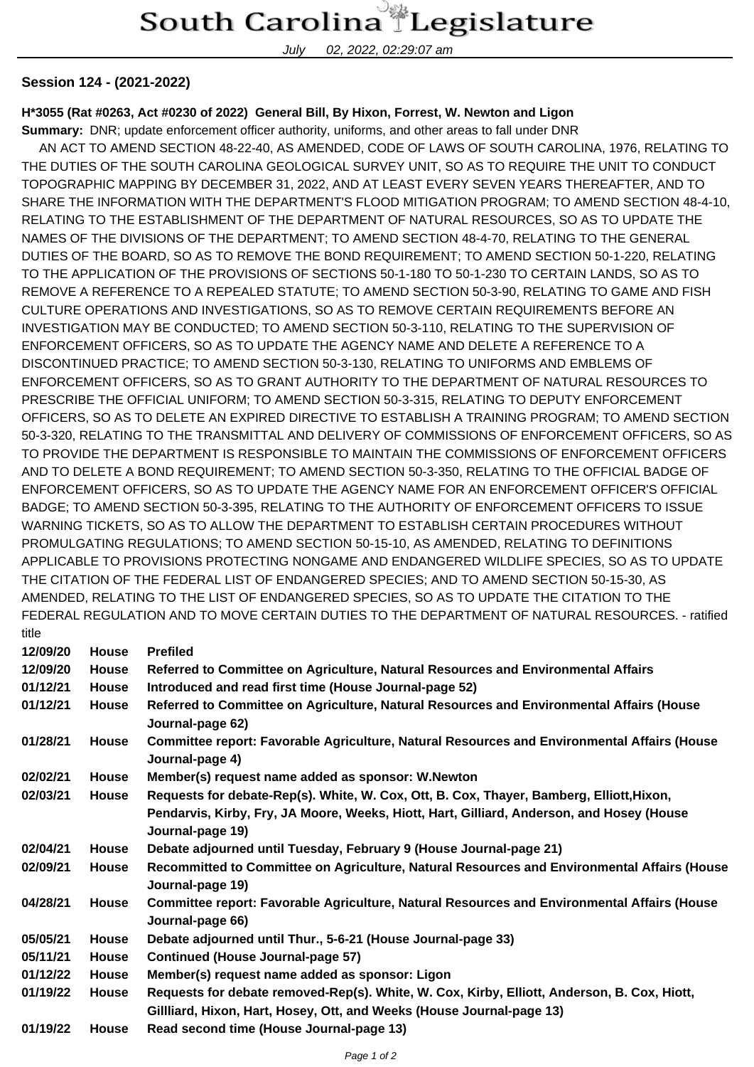# South Carolina Legislature

July 02, 2022, 02:29:07 am

**Session 124 - (2021-2022)**

**H*3055 (Rat #0263, Act #0230 of 2022) General Bill, By Hixon, Forrest, W. Newton and Ligon**

**Summary:** DNR; update enforcement officer authority, uniforms, and other areas to fall under DNR

AN ACT TO AMEND SECTION 48-22-40, AS AMENDED, CODE OF LAWS OF SOUTH CAROLINA, 1976, RELATING TO THE DUTIES OF THE SOUTH CAROLINA GEOLOGICAL SURVEY UNIT, SO AS TO REQUIRE THE UNIT TO CONDUCT TOPOGRAPHIC MAPPING BY DECEMBER 31, 2022, AND AT LEAST EVERY SEVEN YEARS THEREAFTER, AND TO SHARE THE INFORMATION WITH THE DEPARTMENT'S FLOOD MITIGATION PROGRAM; TO AMEND SECTION 48-4-10, RELATING TO THE ESTABLISHMENT OF THE DEPARTMENT OF NATURAL RESOURCES, SO AS TO UPDATE THE NAMES OF THE DIVISIONS OF THE DEPARTMENT; TO AMEND SECTION 48-4-70, RELATING TO THE GENERAL DUTIES OF THE BOARD, SO AS TO REMOVE THE BOND REQUIREMENT; TO AMEND SECTION 50-1-220, RELATING TO THE APPLICATION OF THE PROVISIONS OF SECTIONS 50-1-180 TO 50-1-230 TO CERTAIN LANDS, SO AS TO REMOVE A REFERENCE TO A REPEALED STATUTE; TO AMEND SECTION 50-3-90, RELATING TO GAME AND FISH CULTURE OPERATIONS AND INVESTIGATIONS, SO AS TO REMOVE CERTAIN REQUIREMENTS BEFORE AN INVESTIGATION MAY BE CONDUCTED; TO AMEND SECTION 50-3-110, RELATING TO THE SUPERVISION OF ENFORCEMENT OFFICERS, SO AS TO UPDATE THE AGENCY NAME AND DELETE A REFERENCE TO A DISCONTINUED PRACTICE; TO AMEND SECTION 50-3-130, RELATING TO UNIFORMS AND EMBLEMS OF ENFORCEMENT OFFICERS, SO AS TO GRANT AUTHORITY TO THE DEPARTMENT OF NATURAL RESOURCES TO PRESCRIBE THE OFFICIAL UNIFORM; TO AMEND SECTION 50-3-315, RELATING TO DEPUTY ENFORCEMENT OFFICERS, SO AS TO DELETE AN EXPIRED DIRECTIVE TO ESTABLISH A TRAINING PROGRAM; TO AMEND SECTION 50-3-320, RELATING TO THE TRANSMITTAL AND DELIVERY OF COMMISSIONS OF ENFORCEMENT OFFICERS, SO AS TO PROVIDE THE DEPARTMENT IS RESPONSIBLE TO MAINTAIN THE COMMISSIONS OF ENFORCEMENT OFFICERS AND TO DELETE A BOND REQUIREMENT; TO AMEND SECTION 50-3-350, RELATING TO THE OFFICIAL BADGE OF ENFORCEMENT OFFICERS, SO AS TO UPDATE THE AGENCY NAME FOR AN ENFORCEMENT OFFICER'S OFFICIAL BADGE; TO AMEND SECTION 50-3-395, RELATING TO THE AUTHORITY OF ENFORCEMENT OFFICERS TO ISSUE WARNING TICKETS, SO AS TO ALLOW THE DEPARTMENT TO ESTABLISH CERTAIN PROCEDURES WITHOUT PROMULGATING REGULATIONS; TO AMEND SECTION 50-15-10, AS AMENDED, RELATING TO DEFINITIONS APPLICABLE TO PROVISIONS PROTECTING NONGAME AND ENDANGERED WILDLIFE SPECIES, SO AS TO UPDATE THE CITATION OF THE FEDERAL LIST OF ENDANGERED SPECIES; AND TO AMEND SECTION 50-15-30, AS AMENDED, RELATING TO THE LIST OF ENDANGERED SPECIES, SO AS TO UPDATE THE CITATION TO THE FEDERAL REGULATION AND TO MOVE CERTAIN DUTIES TO THE DEPARTMENT OF NATURAL RESOURCES. - ratified title

| | | |
|---|---|---|
| **12/09/20** | **House** | **Prefiled** |
| **12/09/20** | **House** | **Referred to Committee on Agriculture, Natural Resources and Environmental Affairs** |
| **01/12/21** | **House** | **Introduced and read first time (House Journal-page 52)** |
| **01/12/21** | **House** | **Referred to Committee on Agriculture, Natural Resources and Environmental Affairs (House Journal-page 62)** |
| **01/28/21** | **House** | **Committee report: Favorable Agriculture, Natural Resources and Environmental Affairs (House Journal-page 4)** |
| **02/02/21** | **House** | **Member(s) request name added as sponsor: W.Newton** |
| **02/03/21** | **House** | **Requests for debate-Rep(s). White, W. Cox, Ott, B. Cox, Thayer, Bamberg, Elliott,Hixon, Pendarvis, Kirby, Fry, JA Moore, Weeks, Hiott, Hart, Gilliard, Anderson, and Hosey (House Journal-page 19)** |
| **02/04/21** | **House** | **Debate adjourned until Tuesday, February 9 (House Journal-page 21)** |
| **02/09/21** | **House** | **Recommitted to Committee on Agriculture, Natural Resources and Environmental Affairs (House Journal-page 19)** |
| **04/28/21** | **House** | **Committee report: Favorable Agriculture, Natural Resources and Environmental Affairs (House Journal-page 66)** |
| **05/05/21** | **House** | **Debate adjourned until Thur., 5-6-21 (House Journal-page 33)** |
| **05/11/21** | **House** | **Continued (House Journal-page 57)** |
| **01/12/22** | **House** | **Member(s) request name added as sponsor: Ligon** |
| **01/19/22** | **House** | **Requests for debate removed-Rep(s). White, W. Cox, Kirby, Elliott, Anderson, B. Cox, Hiott, Gillliard, Hixon, Hart, Hosey, Ott, and Weeks (House Journal-page 13)** |
| **01/19/22** | **House** | **Read second time (House Journal-page 13)** |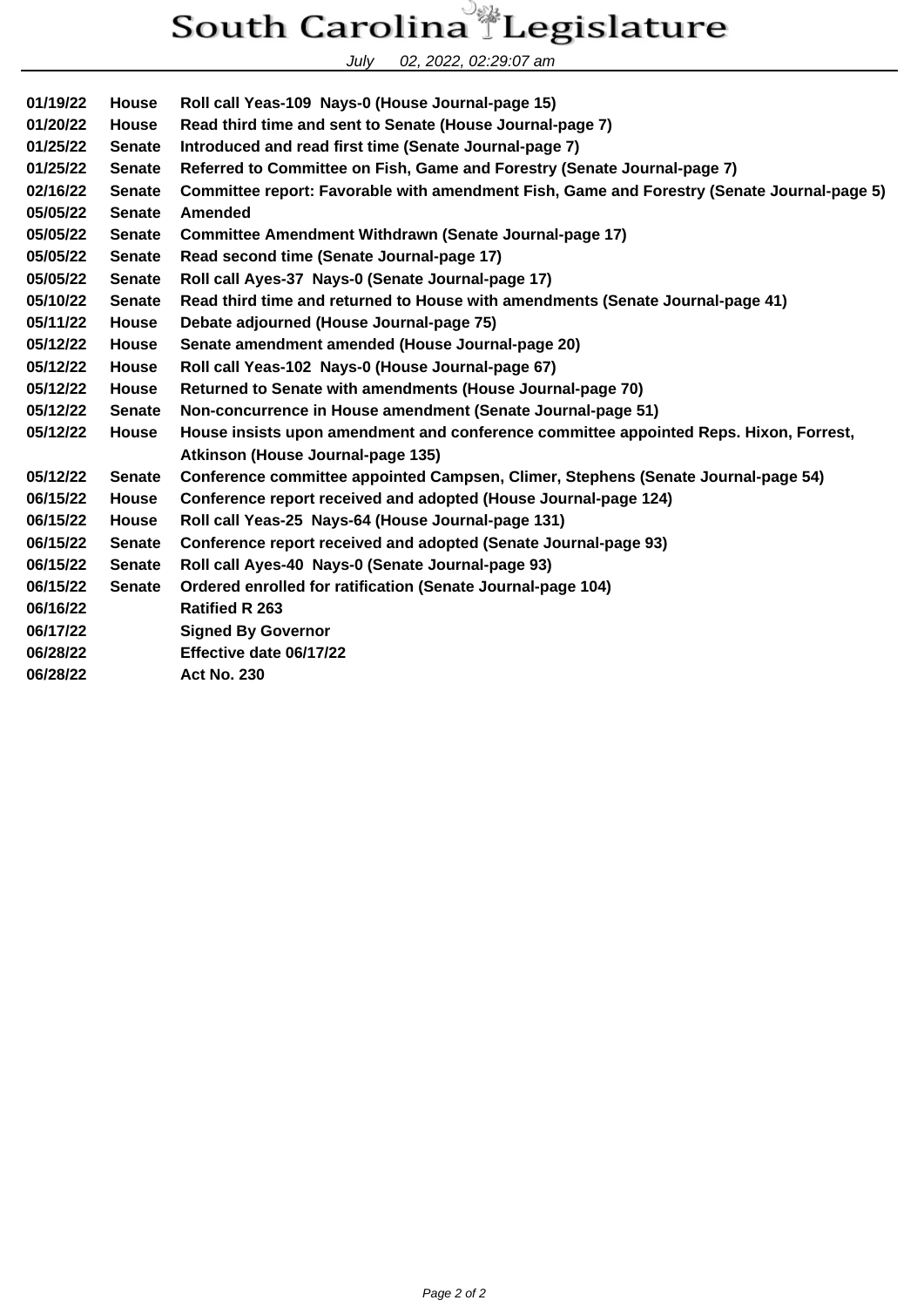| | | |
|---|---|---|
| 01/19/22 | House | Roll call Yeas-109 Nays-0 (House Journal-page 15) |
| 01/20/22 | House | Read third time and sent to Senate (House Journal-page 7) |
| 01/25/22 | Senate | Introduced and read first time (Senate Journal-page 7) |
| 01/25/22 | Senate | Referred to Committee on Fish, Game and Forestry (Senate Journal-page 7) |
| 02/16/22 | Senate | Committee report: Favorable with amendment Fish, Game and Forestry (Senate Journal-page 5) |
| 05/05/22 | Senate | Amended |
| 05/05/22 | Senate | Committee Amendment Withdrawn (Senate Journal-page 17) |
| 05/05/22 | Senate | Read second time (Senate Journal-page 17) |
| 05/05/22 | Senate | Roll call Ayes-37 Nays-0 (Senate Journal-page 17) |
| 05/10/22 | Senate | Read third time and returned to House with amendments (Senate Journal-page 41) |
| 05/11/22 | House | Debate adjourned (House Journal-page 75) |
| 05/12/22 | House | Senate amendment amended (House Journal-page 20) |
| 05/12/22 | House | Roll call Yeas-102 Nays-0 (House Journal-page 67) |
| 05/12/22 | House | Returned to Senate with amendments (House Journal-page 70) |
| 05/12/22 | Senate | Non-concurrence in House amendment (Senate Journal-page 51) |
| 05/12/22 | House | House insists upon amendment and conference committee appointed Reps. Hixon, Forrest, Atkinson (House Journal-page 135) |
| 05/12/22 | Senate | Conference committee appointed Campsen, Climer, Stephens (Senate Journal-page 54) |
| 06/15/22 | House | Conference report received and adopted (House Journal-page 124) |
| 06/15/22 | House | Roll call Yeas-25 Nays-64 (House Journal-page 131) |
| 06/15/22 | Senate | Conference report received and adopted (Senate Journal-page 93) |
| 06/15/22 | Senate | Roll call Ayes-40 Nays-0 (Senate Journal-page 93) |
| 06/15/22 | Senate | Ordered enrolled for ratification (Senate Journal-page 104) |
| 06/16/22 | | Ratified R 263 |
| 06/17/22 | | Signed By Governor |
| 06/28/22 | | Effective date 06/17/22 |
| 06/28/22 | | Act No. 230 |